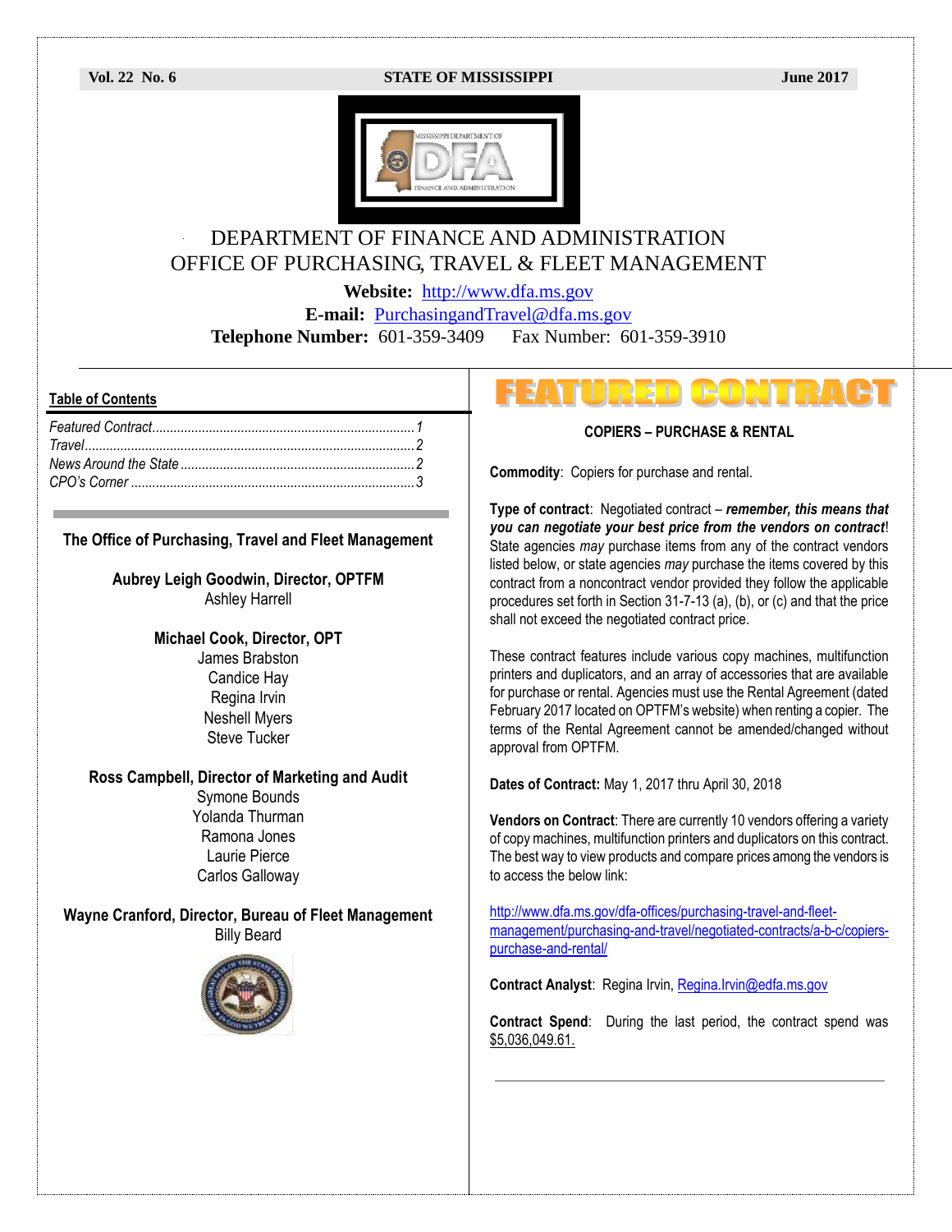Vol. 22 No. 6 STATE OF MISSISSIPPI June 2017

# DEPARTMENT OF FINANCE AND ADMINISTRATION
# OFFICE OF PURCHASING, TRAVEL & FLEET MANAGEMENT

**Website:** http://www.dfa.ms.gov
**E-mail:** PurchasingandTravel@dfa.ms.gov
**Telephone Number:** 601-359-3409 Fax Number: 601-359-3910

## Table of Contents

*Featured Contract ........ 1*
*Travel ........ 2*
*News Around the State ........ 2*
*CPO's Corner ........ 3*

**The Office of Purchasing, Travel and Fleet Management**

**Aubrey Leigh Goodwin, Director, OPTFM**
Ashley Harrell

**Michael Cook, Director, OPT**
James Brabston
Candice Hay
Regina Irvin
Neshell Myers
Steve Tucker

**Ross Campbell, Director of Marketing and Audit**
Symone Bounds
Yolanda Thurman
Ramona Jones
Laurie Pierce
Carlos Galloway

**Wayne Cranford, Director, Bureau of Fleet Management**
Billy Beard

## FEATURED CONTRACT

### COPIERS – PURCHASE & RENTAL

**Commodity**: Copiers for purchase and rental.

**Type of contract**: Negotiated contract – ***remember, this means that you can negotiate your best price from the vendors on contract***! State agencies *may* purchase items from any of the contract vendors listed below, or state agencies *may* purchase the items covered by this contract from a noncontract vendor provided they follow the applicable procedures set forth in Section 31-7-13 (a), (b), or (c) and that the price shall not exceed the negotiated contract price.

These contract features include various copy machines, multifunction printers and duplicators, and an array of accessories that are available for purchase or rental. Agencies must use the Rental Agreement (dated February 2017 located on OPTFM's website) when renting a copier. The terms of the Rental Agreement cannot be amended/changed without approval from OPTFM.

**Dates of Contract:** May 1, 2017 thru April 30, 2018

**Vendors on Contract**: There are currently 10 vendors offering a variety of copy machines, multifunction printers and duplicators on this contract. The best way to view products and compare prices among the vendors is to access the below link:

http://www.dfa.ms.gov/dfa-offices/purchasing-travel-and-fleet-management/purchasing-and-travel/negotiated-contracts/a-b-c/copiers-purchase-and-rental/

**Contract Analyst**: Regina Irvin, Regina.Irvin@dfa.ms.gov

**Contract Spend**: During the last period, the contract spend was $5,036,049.61.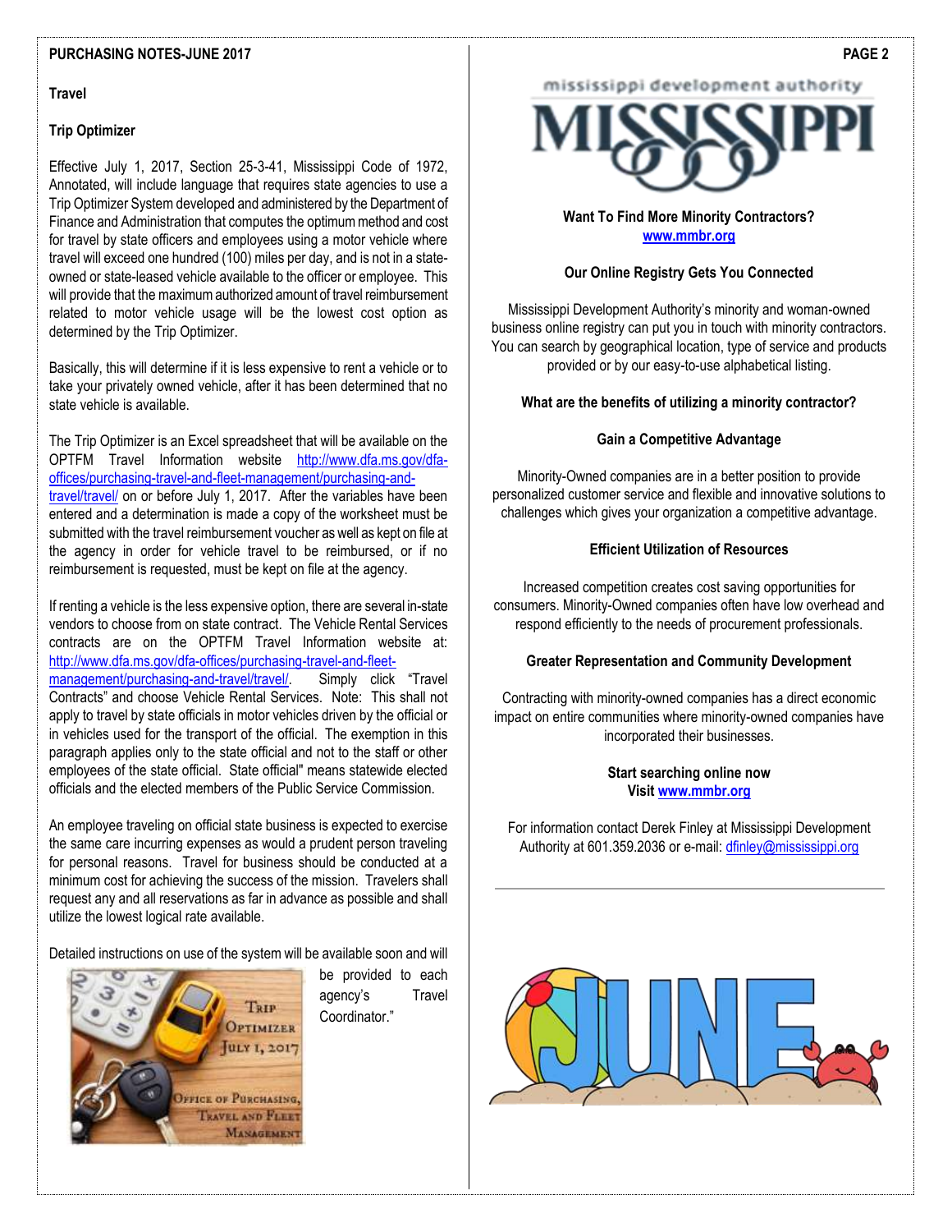**Travel**

**Trip Optimizer**

Effective July 1, 2017, Section 25-3-41, Mississippi Code of 1972, Annotated, will include language that requires state agencies to use a Trip Optimizer System developed and administered by the Department of Finance and Administration that computes the optimum method and cost for travel by state officers and employees using a motor vehicle where travel will exceed one hundred (100) miles per day, and is not in a state-owned or state-leased vehicle available to the officer or employee. This will provide that the maximum authorized amount of travel reimbursement related to motor vehicle usage will be the lowest cost option as determined by the Trip Optimizer.

Basically, this will determine if it is less expensive to rent a vehicle or to take your privately owned vehicle, after it has been determined that no state vehicle is available.

The Trip Optimizer is an Excel spreadsheet that will be available on the OPTFM Travel Information website http://www.dfa.ms.gov/dfa-offices/purchasing-travel-and-fleet-management/purchasing-and-travel/travel/ on or before July 1, 2017. After the variables have been entered and a determination is made a copy of the worksheet must be submitted with the travel reimbursement voucher as well as kept on file at the agency in order for vehicle travel to be reimbursed, or if no reimbursement is requested, must be kept on file at the agency.

If renting a vehicle is the less expensive option, there are several in-state vendors to choose from on state contract. The Vehicle Rental Services contracts are on the OPTFM Travel Information website at: http://www.dfa.ms.gov/dfa-offices/purchasing-travel-and-fleet-management/purchasing-and-travel/travel/. Simply click "Travel Contracts" and choose Vehicle Rental Services. Note: This shall not apply to travel by state officials in motor vehicles driven by the official or in vehicles used for the transport of the official. The exemption in this paragraph applies only to the state official and not to the staff or other employees of the state official. State official" means statewide elected officials and the elected members of the Public Service Commission.

An employee traveling on official state business is expected to exercise the same care incurring expenses as would a prudent person traveling for personal reasons. Travel for business should be conducted at a minimum cost for achieving the success of the mission. Travelers shall request any and all reservations as far in advance as possible and shall utilize the lowest logical rate available.

Detailed instructions on use of the system will be available soon and will be provided to each agency's Travel Coordinator."

**Want To Find More Minority Contractors?**
**www.mmbr.org**

**Our Online Registry Gets You Connected**

Mississippi Development Authority's minority and woman-owned business online registry can put you in touch with minority contractors. You can search by geographical location, type of service and products provided or by our easy-to-use alphabetical listing.

**What are the benefits of utilizing a minority contractor?**

**Gain a Competitive Advantage**

Minority-Owned companies are in a better position to provide personalized customer service and flexible and innovative solutions to challenges which gives your organization a competitive advantage.

**Efficient Utilization of Resources**

Increased competition creates cost saving opportunities for consumers. Minority-Owned companies often have low overhead and respond efficiently to the needs of procurement professionals.

**Greater Representation and Community Development**

Contracting with minority-owned companies has a direct economic impact on entire communities where minority-owned companies have incorporated their businesses.

**Start searching online now**
**Visit www.mmbr.org**

For information contact Derek Finley at Mississippi Development Authority at 601.359.2036 or e-mail: dfinley@mississippi.org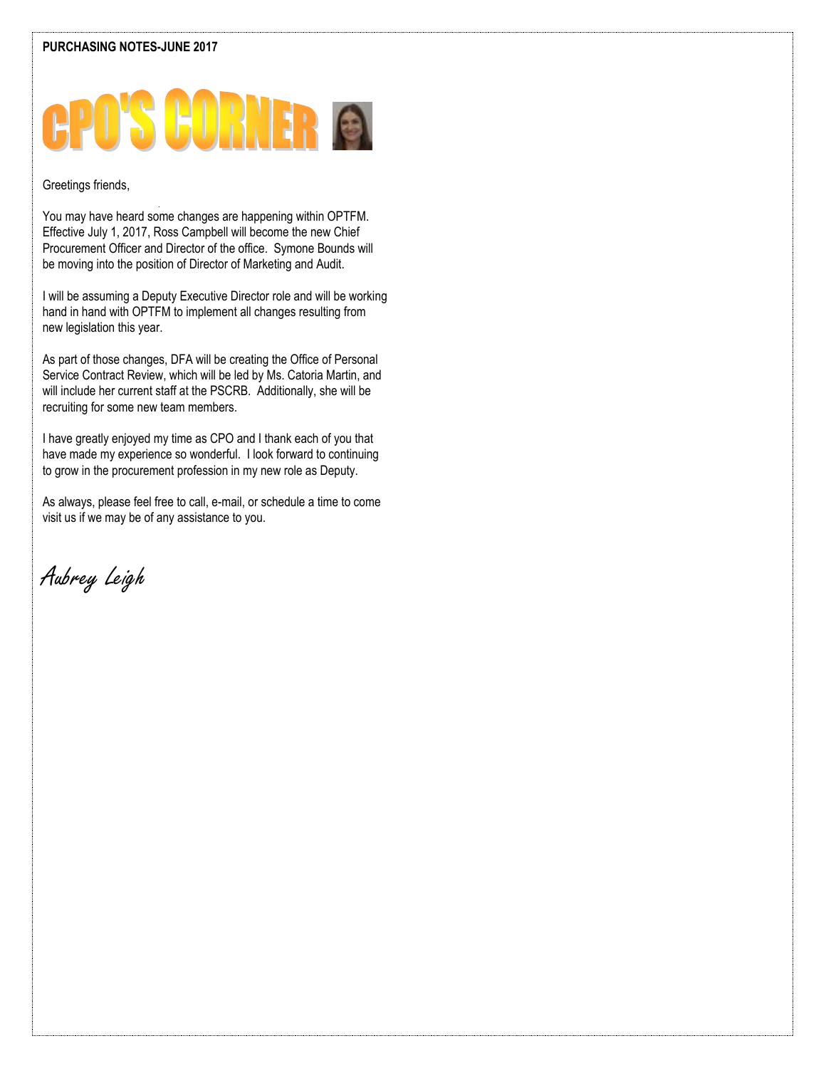**PURCHASING NOTES-JUNE 2017**

# CPO'S CORNER

Greetings friends,

You may have heard some changes are happening within OPTFM. Effective July 1, 2017, Ross Campbell will become the new Chief Procurement Officer and Director of the office. Symone Bounds will be moving into the position of Director of Marketing and Audit.

I will be assuming a Deputy Executive Director role and will be working hand in hand with OPTFM to implement all changes resulting from new legislation this year.

As part of those changes, DFA will be creating the Office of Personal Service Contract Review, which will be led by Ms. Catoria Martin, and will include her current staff at the PSCRB. Additionally, she will be recruiting for some new team members.

I have greatly enjoyed my time as CPO and I thank each of you that have made my experience so wonderful. I look forward to continuing to grow in the procurement profession in my new role as Deputy.

As always, please feel free to call, e-mail, or schedule a time to come visit us if we may be of any assistance to you.

*Aubrey Leigh*